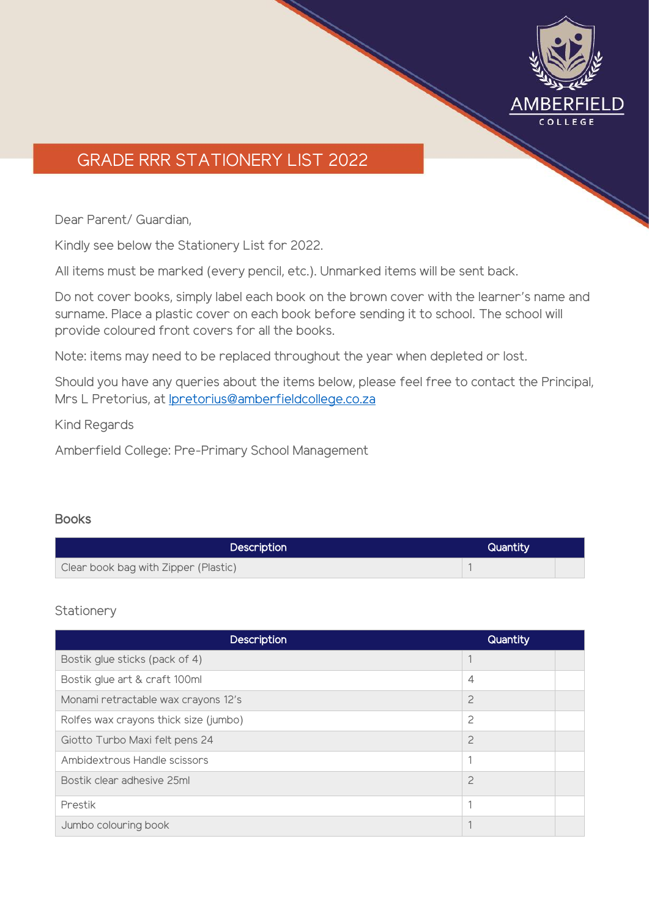# GRADE RRR STATIONERY LIST 2022

Dear Parent/ Guardian,

Kindly see below the Stationery List for 2022.

All items must be marked (every pencil, etc.). Unmarked items will be sent back.

Do not cover books, simply label each book on the brown cover with the learner's name and surname. Place a plastic cover on each book before sending it to school. The school will provide coloured front covers for all the books.

Note: items may need to be replaced throughout the year when depleted or lost.

Should you have any queries about the items below, please feel free to contact the Principal, Mrs L Pretorius, at lpretorius@amberfieldcollege.co.za

Kind Regards

Amberfield College: Pre-Primary School Management

## Books

| Description | Quantity | |
|---|---|---|
| Clear book bag with Zipper (Plastic) | 1 | |

## Stationery

| Description | Quantity | |
|---|---|---|
| Bostik glue sticks (pack of 4) | 1 | |
| Bostik glue art & craft 100ml | 4 | |
| Monami retractable wax crayons 12's | 2 | |
| Rolfes wax crayons thick size (jumbo) | 2 | |
| Giotto Turbo Maxi felt pens 24 | 2 | |
| Ambidextrous Handle scissors | 1 | |
| Bostik clear adhesive 25ml | 2 | |
| Prestik | 1 | |
| Jumbo colouring book | 1 | |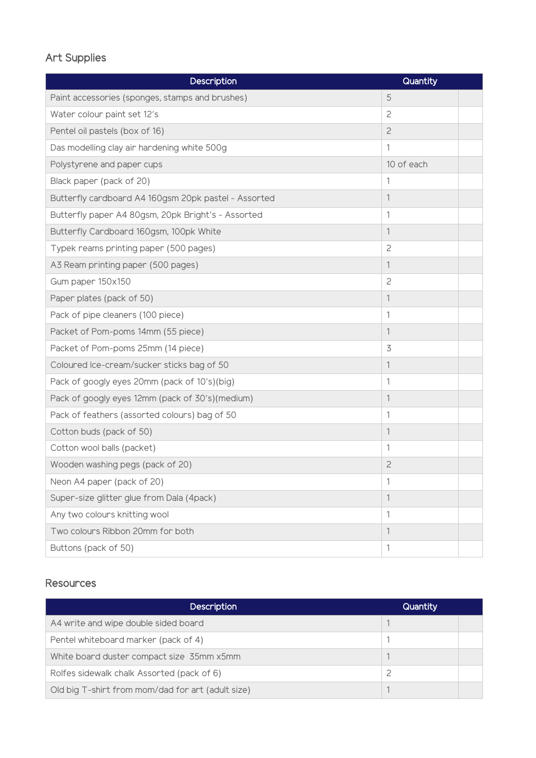## Art Supplies

| Description | Quantity | |
|---|---|---|
| Paint accessories (sponges, stamps and brushes) | 5 | |
| Water colour paint set 12's | 2 | |
| Pentel oil pastels (box of 16) | 2 | |
| Das modelling clay air hardening white 500g | 1 | |
| Polystyrene and paper cups | 10 of each | |
| Black paper (pack of 20) | 1 | |
| Butterfly cardboard A4 160gsm 20pk pastel - Assorted | 1 | |
| Butterfly paper A4 80gsm, 20pk Bright's - Assorted | 1 | |
| Butterfly Cardboard 160gsm, 100pk White | 1 | |
| Typek reams printing paper (500 pages) | 2 | |
| A3 Ream printing paper (500 pages) | 1 | |
| Gum paper 150x150 | 2 | |
| Paper plates (pack of 50) | 1 | |
| Pack of pipe cleaners (100 piece) | 1 | |
| Packet of Pom-poms 14mm (55 piece) | 1 | |
| Packet of Pom-poms 25mm (14 piece) | 3 | |
| Coloured Ice-cream/sucker sticks bag of 50 | 1 | |
| Pack of googly eyes 20mm (pack of 10's)(big) | 1 | |
| Pack of googly eyes 12mm (pack of 30's)(medium) | 1 | |
| Pack of feathers (assorted colours) bag of 50 | 1 | |
| Cotton buds (pack of 50) | 1 | |
| Cotton wool balls (packet) | 1 | |
| Wooden washing pegs (pack of 20) | 2 | |
| Neon A4 paper (pack of 20) | 1 | |
| Super-size glitter glue from Dala (4pack) | 1 | |
| Any two colours knitting wool | 1 | |
| Two colours Ribbon 20mm for both | 1 | |
| Buttons (pack of 50) | 1 | |

## Resources

| Description | Quantity | |
|---|---|---|
| A4 write and wipe double sided board | 1 | |
| Pentel whiteboard marker (pack of 4) | 1 | |
| White board duster compact size 35mm x5mm | 1 | |
| Rolfes sidewalk chalk Assorted (pack of 6) | 2 | |
| Old big T-shirt from mom/dad for art (adult size) | 1 | |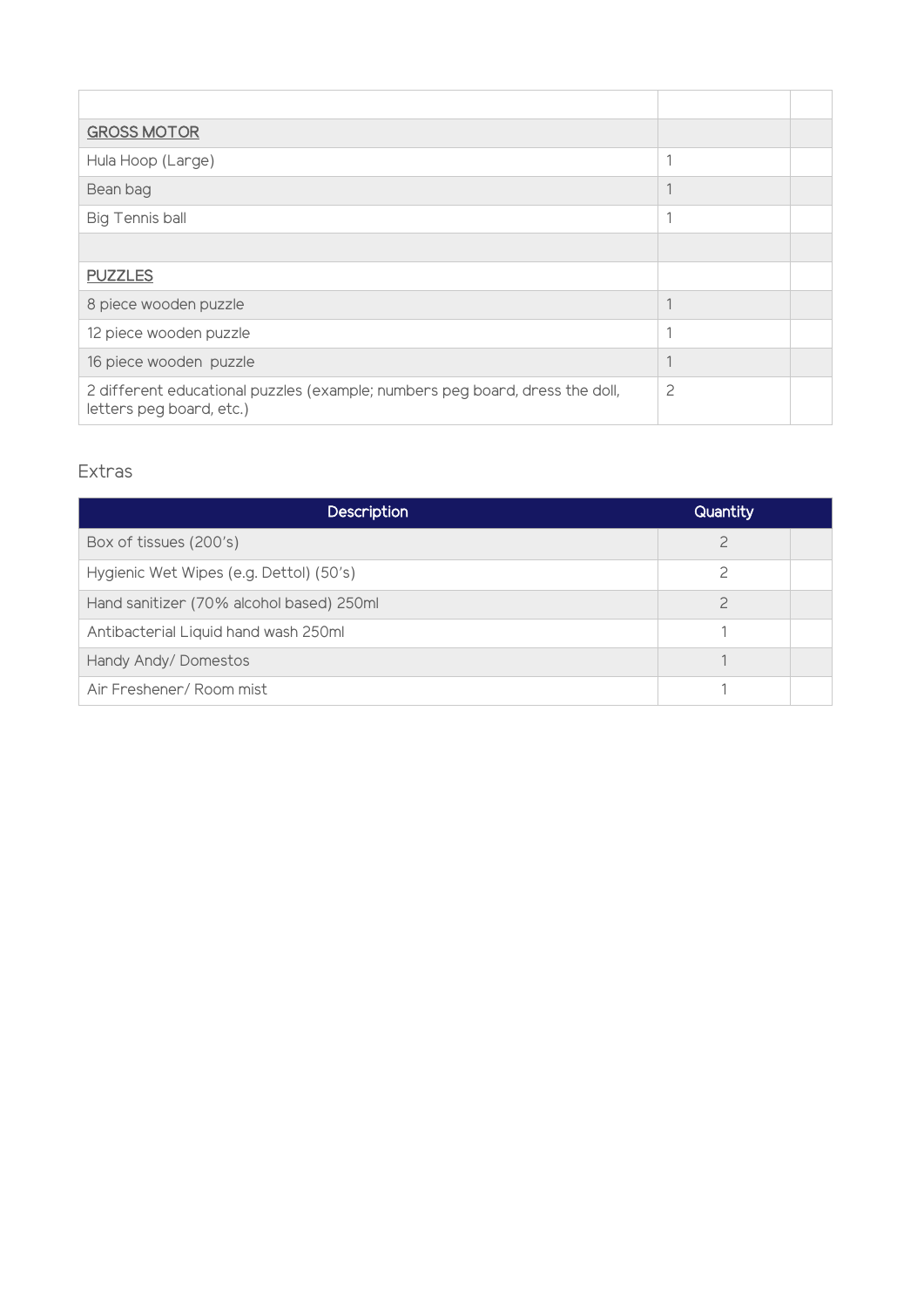| | | |
|---|---|---|
| | | |
| GROSS MOTOR | | |
| Hula Hoop (Large) | 1 | |
| Bean bag | 1 | |
| Big Tennis ball | 1 | |
| | | |
| PUZZLES | | |
| 8 piece wooden puzzle | 1 | |
| 12 piece wooden puzzle | 1 | |
| 16 piece wooden puzzle | 1 | |
| 2 different educational puzzles (example; numbers peg board, dress the doll, letters peg board, etc.) | 2 | |

Extras

| Description | Quantity | |
|---|---|---|
| Box of tissues (200's) | 2 | |
| Hygienic Wet Wipes (e.g. Dettol) (50's) | 2 | |
| Hand sanitizer (70% alcohol based) 250ml | 2 | |
| Antibacterial Liquid hand wash 250ml | 1 | |
| Handy Andy/ Domestos | 1 | |
| Air Freshener/ Room mist | 1 | |